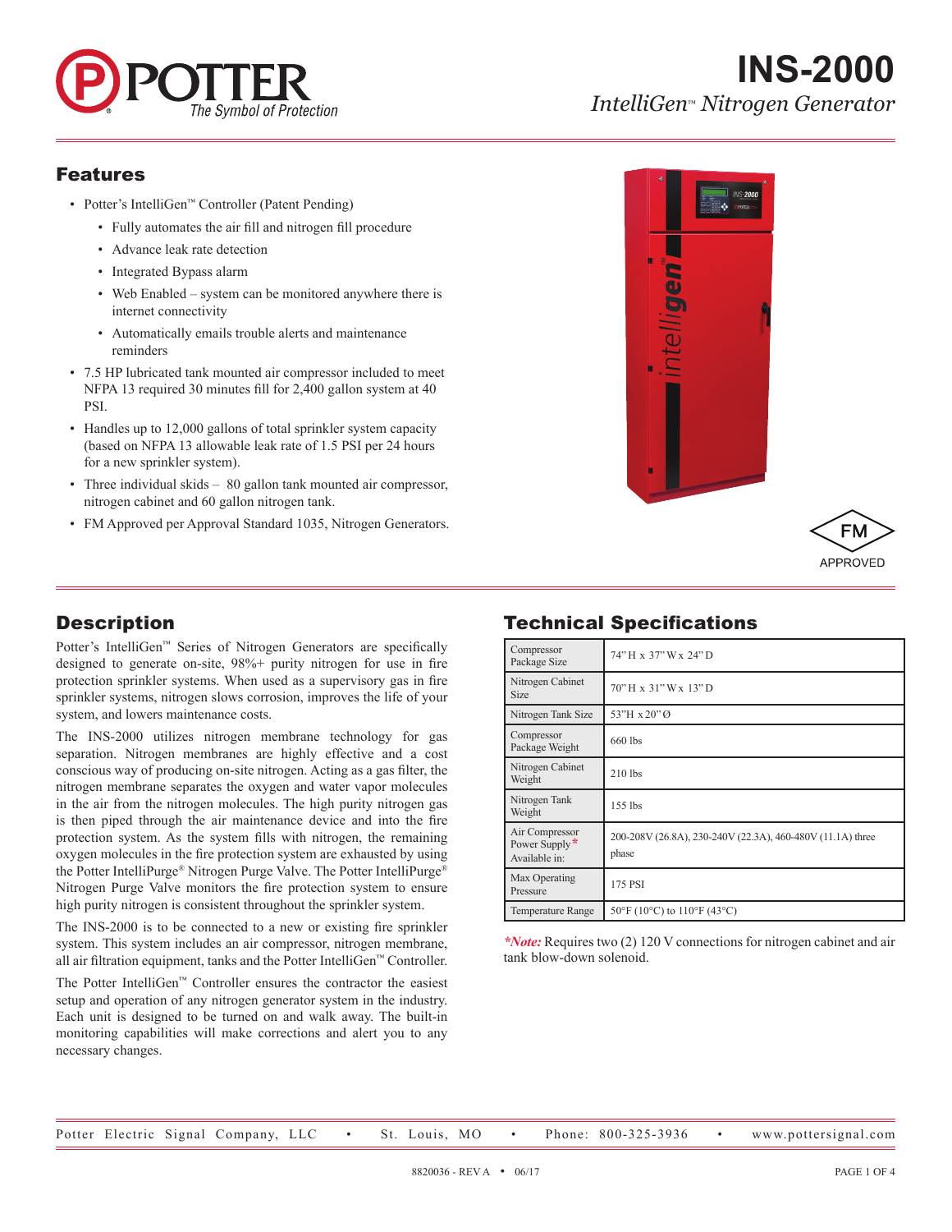# INS-2000

## *IntelliGen™ Nitrogen Generator*

## Features

- Potter's IntelliGen™ Controller (Patent Pending)
  - Fully automates the air fill and nitrogen fill procedure
  - Advance leak rate detection
  - Integrated Bypass alarm
  - Web Enabled – system can be monitored anywhere there is internet connectivity
  - Automatically emails trouble alerts and maintenance reminders
- 7.5 HP lubricated tank mounted air compressor included to meet NFPA 13 required 30 minutes fill for 2,400 gallon system at 40 PSI.
- Handles up to 12,000 gallons of total sprinkler system capacity (based on NFPA 13 allowable leak rate of 1.5 PSI per 24 hours for a new sprinkler system).
- Three individual skids – 80 gallon tank mounted air compressor, nitrogen cabinet and 60 gallon nitrogen tank.
- FM Approved per Approval Standard 1035, Nitrogen Generators.

FM APPROVED

## Description

Potter's IntelliGen™ Series of Nitrogen Generators are specifically designed to generate on-site, 98%+ purity nitrogen for use in fire protection sprinkler systems. When used as a supervisory gas in fire sprinkler systems, nitrogen slows corrosion, improves the life of your system, and lowers maintenance costs.

The INS-2000 utilizes nitrogen membrane technology for gas separation. Nitrogen membranes are highly effective and a cost conscious way of producing on-site nitrogen. Acting as a gas filter, the nitrogen membrane separates the oxygen and water vapor molecules in the air from the nitrogen molecules. The high purity nitrogen gas is then piped through the air maintenance device and into the fire protection system. As the system fills with nitrogen, the remaining oxygen molecules in the fire protection system are exhausted by using the Potter IntelliPurge® Nitrogen Purge Valve. The Potter IntelliPurge® Nitrogen Purge Valve monitors the fire protection system to ensure high purity nitrogen is consistent throughout the sprinkler system.

The INS-2000 is to be connected to a new or existing fire sprinkler system. This system includes an air compressor, nitrogen membrane, all air filtration equipment, tanks and the Potter IntelliGen™ Controller.

The Potter IntelliGen™ Controller ensures the contractor the easiest setup and operation of any nitrogen generator system in the industry. Each unit is designed to be turned on and walk away. The built-in monitoring capabilities will make corrections and alert you to any necessary changes.

## Technical Specifications

| | |
|---|---|
| Compressor Package Size | 74" H x 37" W x 24" D |
| Nitrogen Cabinet Size | 70" H x 31" W x 13" D |
| Nitrogen Tank Size | 53"H x 20" Ø |
| Compressor Package Weight | 660 lbs |
| Nitrogen Cabinet Weight | 210 lbs |
| Nitrogen Tank Weight | 155 lbs |
| Air Compressor Power Supply* Available in: | 200-208V (26.8A), 230-240V (22.3A), 460-480V (11.1A) three phase |
| Max Operating Pressure | 175 PSI |
| Temperature Range | 50°F (10°C) to 110°F (43°C) |

****Note:*** Requires two (2) 120 V connections for nitrogen cabinet and air tank blow-down solenoid.

Potter Electric Signal Company, LLC • St. Louis, MO • Phone: 800-325-3936 • www.pottersignal.com

8820036 - REV A • 06/17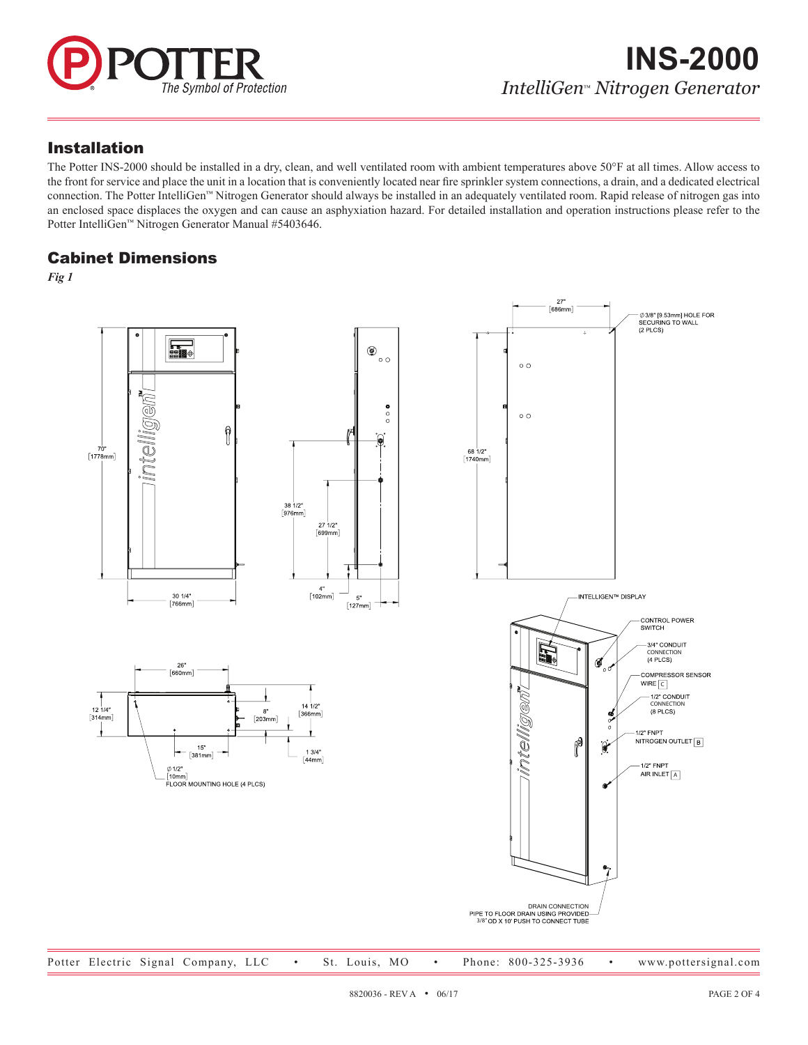## Installation

The Potter INS-2000 should be installed in a dry, clean, and well ventilated room with ambient temperatures above 50°F at all times. Allow access to the front for service and place the unit in a location that is conveniently located near fire sprinkler system connections, a drain, and a dedicated electrical connection. The Potter IntelliGen™ Nitrogen Generator should always be installed in an adequately ventilated room. Rapid release of nitrogen gas into an enclosed space displaces the oxygen and can cause an asphyxiation hazard. For detailed installation and operation instructions please refer to the Potter IntelliGen™ Nitrogen Generator Manual #5403646.

## Cabinet Dimensions

*Fig 1*

70" [1778mm]

30 1/4" [766mm]

38 1/2" [976mm]

27 1/2" [699mm]

4" [102mm]

5" [127mm]

27" [686mm]

∅ 3/8" [9.53mm] HOLE FOR SECURING TO WALL (2 PLCS)

68 1/2" [1740mm]

26" [660mm]

12 1/4" [314mm]

8" [203mm]

14 1/2" [366mm]

15" [381mm]

1 3/4" [44mm]

∅ 1/2" [10mm] FLOOR MOUNTING HOLE (4 PLCS)

INTELLIGEN™ DISPLAY

CONTROL POWER SWITCH

3/4" CONDUIT CONNECTION (4 PLCS)

COMPRESSOR SENSOR WIRE [C]

1/2" CONDUIT CONNECTION (8 PLCS)

1/2" FNPT NITROGEN OUTLET [B]

1/2" FNPT AIR INLET [A]

DRAIN CONNECTION PIPE TO FLOOR DRAIN USING PROVIDED 3/8" OD X 10' PUSH TO CONNECT TUBE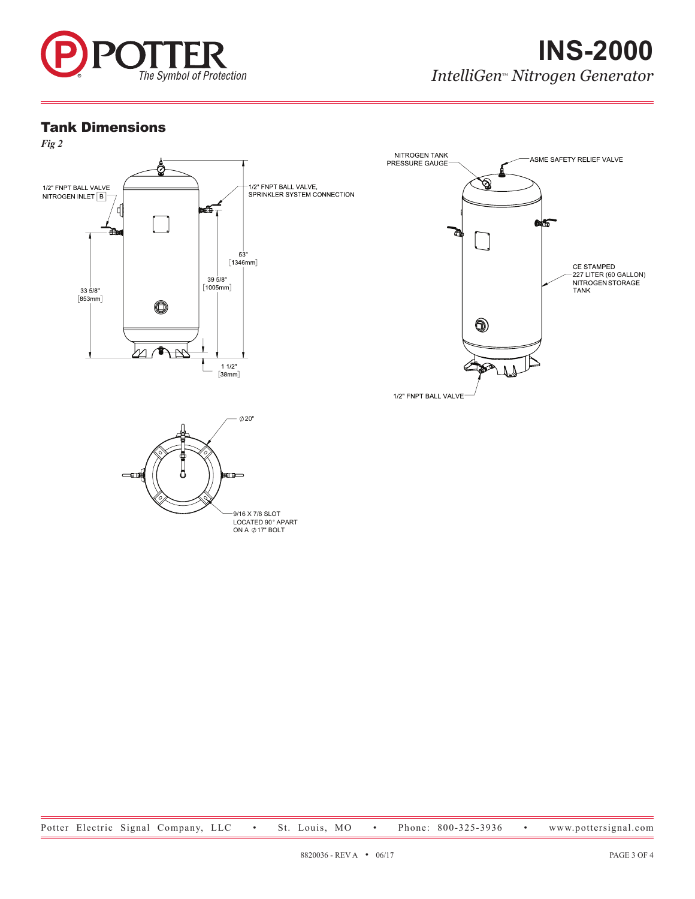## Tank Dimensions

*Fig 2*

1/2" FNPT BALL VALVE NITROGEN INLET B

1/2" FNPT BALL VALVE, SPRINKLER SYSTEM CONNECTION

53" [1346mm]

39 5/8" [1005mm]

33 5/8" [853mm]

1 1/2" [38mm]

NITROGEN TANK PRESSURE GAUGE

ASME SAFETY RELIEF VALVE

CE STAMPED 227 LITER (60 GALLON) NITROGEN STORAGE TANK

1/2" FNPT BALL VALVE

∅20"

9/16 X 7/8 SLOT LOCATED 90° APART ON A ∅17" BOLT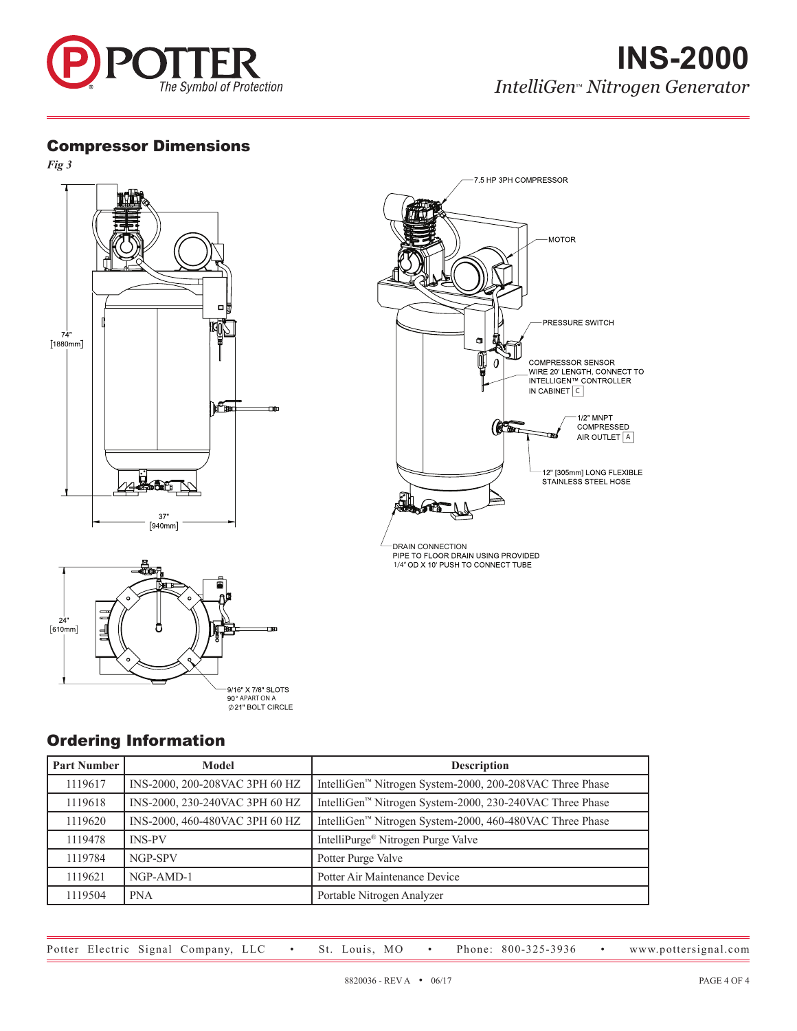## Compressor Dimensions

*Fig 3*

74"
[1880mm]

37"
[940mm]

24"
[610mm]

9/16" X 7/8" SLOTS
90° APART ON A
∅21" BOLT CIRCLE

7.5 HP 3PH COMPRESSOR

MOTOR

PRESSURE SWITCH

COMPRESSOR SENSOR
WIRE 20' LENGTH, CONNECT TO
INTELLIGEN™ CONTROLLER
IN CABINET C

1/2" MNPT
COMPRESSED
AIR OUTLET A

12" [305mm] LONG FLEXIBLE
STAINLESS STEEL HOSE

DRAIN CONNECTION
PIPE TO FLOOR DRAIN USING PROVIDED
1/4" OD X 10' PUSH TO CONNECT TUBE

## Ordering Information

| Part Number | Model | Description |
|---|---|---|
| 1119617 | INS-2000, 200-208VAC 3PH 60 HZ | IntelliGen™ Nitrogen System-2000, 200-208VAC Three Phase |
| 1119618 | INS-2000, 230-240VAC 3PH 60 HZ | IntelliGen™ Nitrogen System-2000, 230-240VAC Three Phase |
| 1119620 | INS-2000, 460-480VAC 3PH 60 HZ | IntelliGen™ Nitrogen System-2000, 460-480VAC Three Phase |
| 1119478 | INS-PV | IntelliPurge® Nitrogen Purge Valve |
| 1119784 | NGP-SPV | Potter Purge Valve |
| 1119621 | NGP-AMD-1 | Potter Air Maintenance Device |
| 1119504 | PNA | Portable Nitrogen Analyzer |